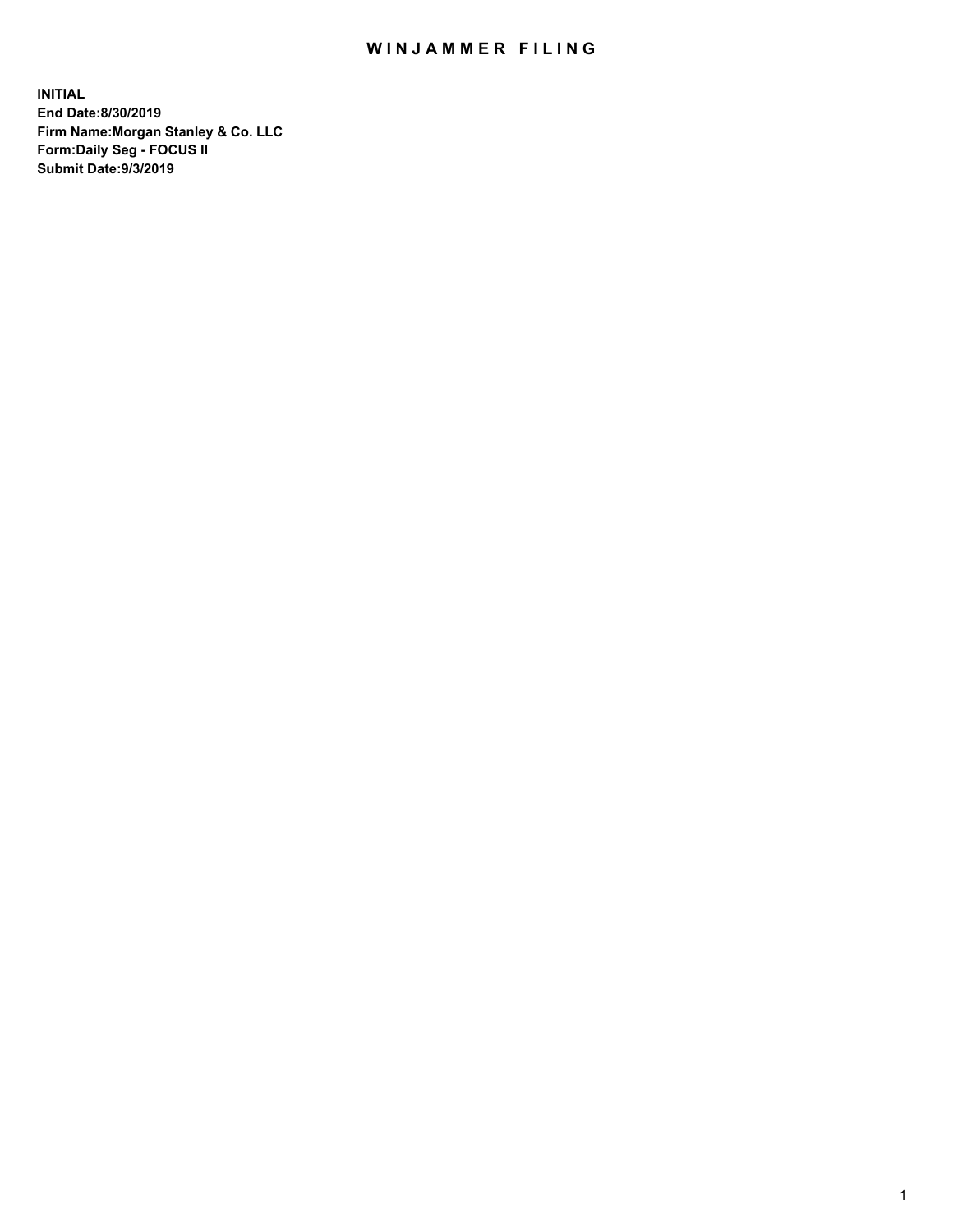# WINJAMMER FILING

**INITIAL**
**End Date:8/30/2019**
**Firm Name:Morgan Stanley & Co. LLC**
**Form:Daily Seg - FOCUS II**
**Submit Date:9/3/2019**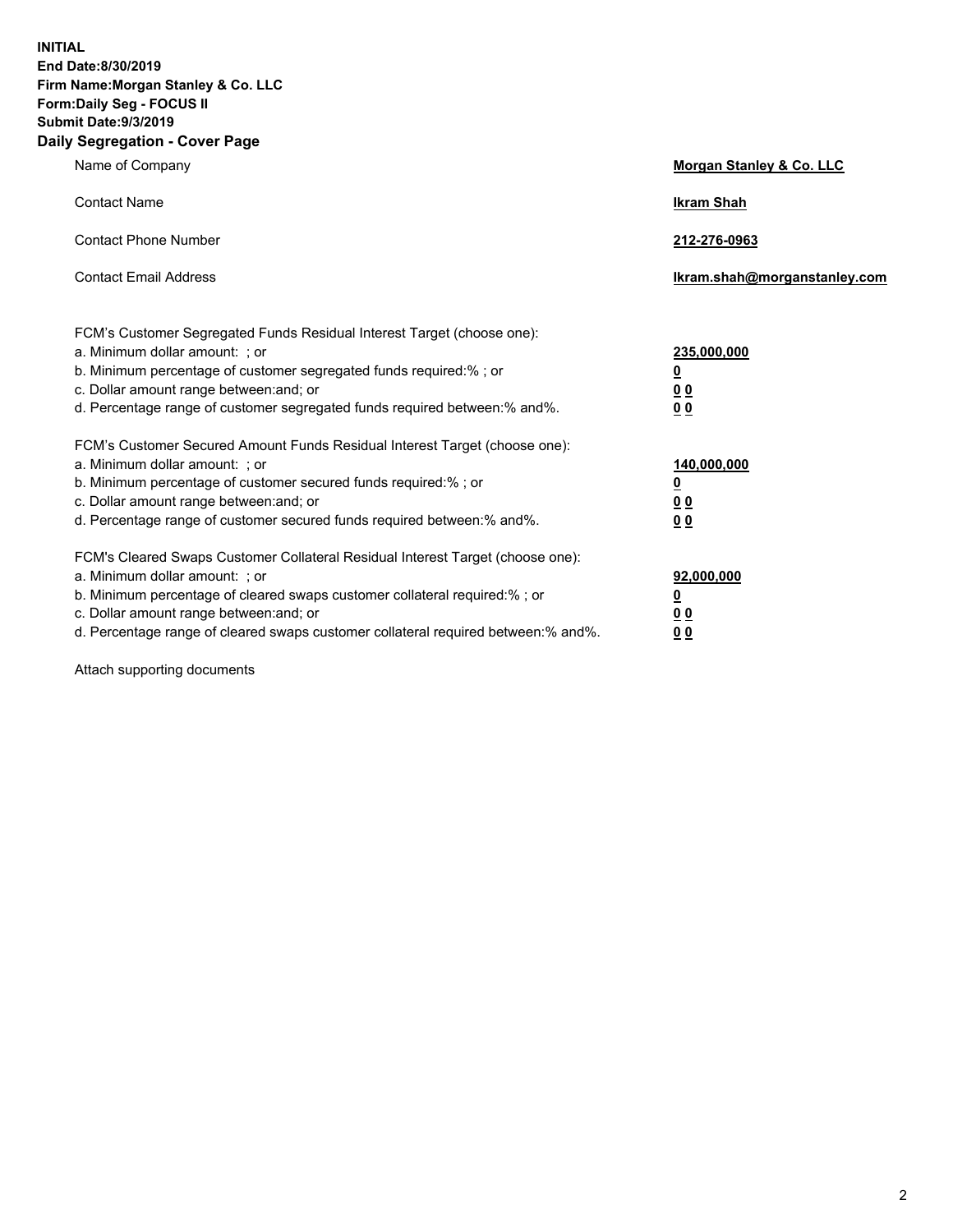**INITIAL**
**End Date:8/30/2019**
**Firm Name:Morgan Stanley & Co. LLC**
**Form:Daily Seg - FOCUS II**
**Submit Date:9/3/2019**

## Daily Segregation - Cover Page

| | |
|---|---|
| Name of Company | **Morgan Stanley & Co. LLC** |
| Contact Name | **Ikram Shah** |
| Contact Phone Number | **212-276-0963** |
| Contact Email Address | **Ikram.shah@morganstanley.com** |

FCM's Customer Segregated Funds Residual Interest Target (choose one):

| | |
|---|---|
| a. Minimum dollar amount: ; or | **235,000,000** |
| b. Minimum percentage of customer segregated funds required:% ; or | **0** |
| c. Dollar amount range between:and; or | **0 0** |
| d. Percentage range of customer segregated funds required between:% and%. | **0 0** |

FCM's Customer Secured Amount Funds Residual Interest Target (choose one):

| | |
|---|---|
| a. Minimum dollar amount: ; or | **140,000,000** |
| b. Minimum percentage of customer secured funds required:% ; or | **0** |
| c. Dollar amount range between:and; or | **0 0** |
| d. Percentage range of customer secured funds required between:% and%. | **0 0** |

FCM's Cleared Swaps Customer Collateral Residual Interest Target (choose one):

| | |
|---|---|
| a. Minimum dollar amount: ; or | **92,000,000** |
| b. Minimum percentage of cleared swaps customer collateral required:% ; or | **0** |
| c. Dollar amount range between:and; or | **0 0** |
| d. Percentage range of cleared swaps customer collateral required between:% and%. | **0 0** |

Attach supporting documents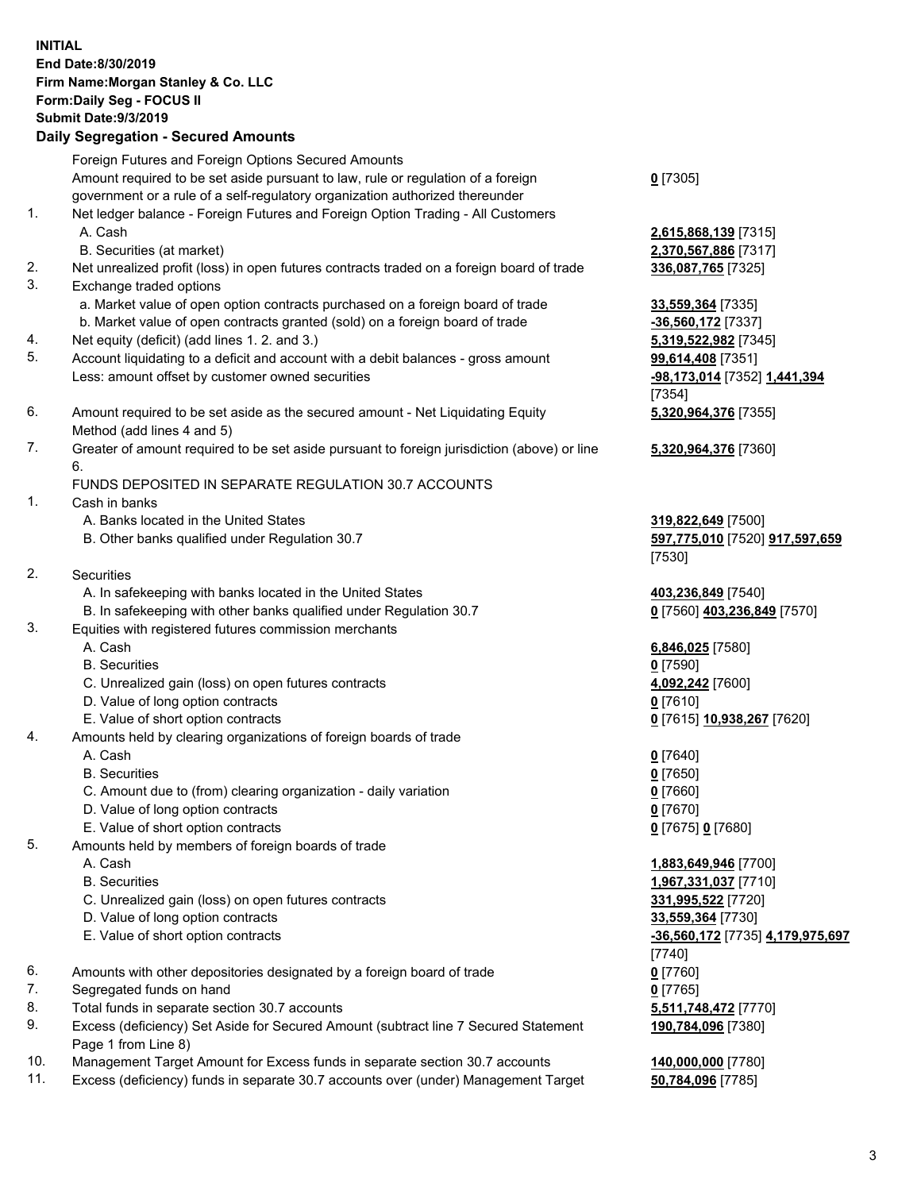**INITIAL**
**End Date:8/30/2019**
**Firm Name:Morgan Stanley & Co. LLC**
**Form:Daily Seg - FOCUS II**
**Submit Date:9/3/2019**

## Daily Segregation - Secured Amounts

| | | |
|---|---|---|
| | Foreign Futures and Foreign Options Secured Amounts | |
| | Amount required to be set aside pursuant to law, rule or regulation of a foreign government or a rule of a self-regulatory organization authorized thereunder | **0** [7305] |
| 1. | Net ledger balance - Foreign Futures and Foreign Option Trading - All Customers | |
| | A. Cash | **2,615,868,139** [7315] |
| | B. Securities (at market) | **2,370,567,886** [7317] |
| 2. | Net unrealized profit (loss) in open futures contracts traded on a foreign board of trade | **336,087,765** [7325] |
| 3. | Exchange traded options | |
| | a. Market value of open option contracts purchased on a foreign board of trade | **33,559,364** [7335] |
| | b. Market value of open contracts granted (sold) on a foreign board of trade | **-36,560,172** [7337] |
| 4. | Net equity (deficit) (add lines 1. 2. and 3.) | **5,319,522,982** [7345] |
| 5. | Account liquidating to a deficit and account with a debit balances - gross amount | **99,614,408** [7351] |
| | Less: amount offset by customer owned securities | **-98,173,014** [7352] **1,441,394** [7354] |
| 6. | Amount required to be set aside as the secured amount - Net Liquidating Equity Method (add lines 4 and 5) | **5,320,964,376** [7355] |
| 7. | Greater of amount required to be set aside pursuant to foreign jurisdiction (above) or line 6. | **5,320,964,376** [7360] |
| | FUNDS DEPOSITED IN SEPARATE REGULATION 30.7 ACCOUNTS | |
| 1. | Cash in banks | |
| | A. Banks located in the United States | **319,822,649** [7500] |
| | B. Other banks qualified under Regulation 30.7 | **597,775,010** [7520] **917,597,659** [7530] |
| 2. | Securities | |
| | A. In safekeeping with banks located in the United States | **403,236,849** [7540] |
| | B. In safekeeping with other banks qualified under Regulation 30.7 | **0** [7560] **403,236,849** [7570] |
| 3. | Equities with registered futures commission merchants | |
| | A. Cash | **6,846,025** [7580] |
| | B. Securities | **0** [7590] |
| | C. Unrealized gain (loss) on open futures contracts | **4,092,242** [7600] |
| | D. Value of long option contracts | **0** [7610] |
| | E. Value of short option contracts | **0** [7615] **10,938,267** [7620] |
| 4. | Amounts held by clearing organizations of foreign boards of trade | |
| | A. Cash | **0** [7640] |
| | B. Securities | **0** [7650] |
| | C. Amount due to (from) clearing organization - daily variation | **0** [7660] |
| | D. Value of long option contracts | **0** [7670] |
| | E. Value of short option contracts | **0** [7675] **0** [7680] |
| 5. | Amounts held by members of foreign boards of trade | |
| | A. Cash | **1,883,649,946** [7700] |
| | B. Securities | **1,967,331,037** [7710] |
| | C. Unrealized gain (loss) on open futures contracts | **331,995,522** [7720] |
| | D. Value of long option contracts | **33,559,364** [7730] |
| | E. Value of short option contracts | **-36,560,172** [7735] **4,179,975,697** [7740] |
| 6. | Amounts with other depositories designated by a foreign board of trade | **0** [7760] |
| 7. | Segregated funds on hand | **0** [7765] |
| 8. | Total funds in separate section 30.7 accounts | **5,511,748,472** [7770] |
| 9. | Excess (deficiency) Set Aside for Secured Amount (subtract line 7 Secured Statement Page 1 from Line 8) | **190,784,096** [7380] |
| 10. | Management Target Amount for Excess funds in separate section 30.7 accounts | **140,000,000** [7780] |
| 11. | Excess (deficiency) funds in separate 30.7 accounts over (under) Management Target | **50,784,096** [7785] |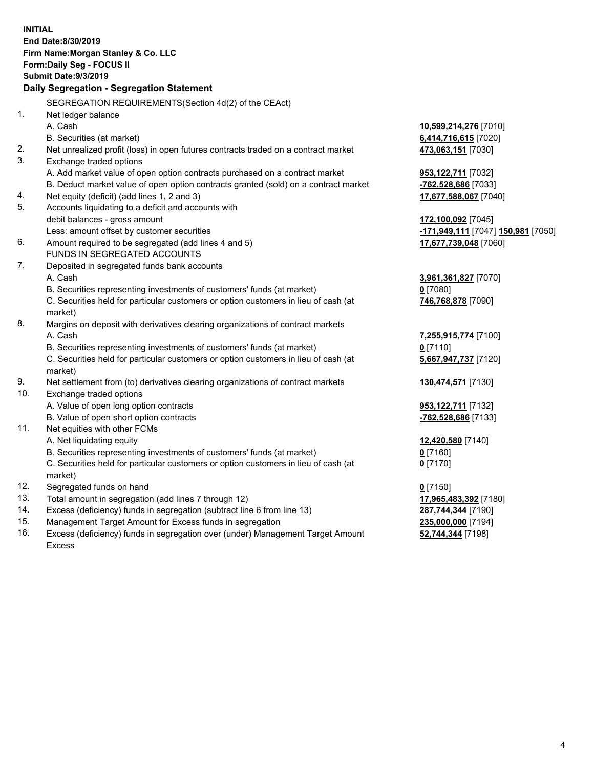**INITIAL**
**End Date:8/30/2019**
**Firm Name:Morgan Stanley & Co. LLC**
**Form:Daily Seg - FOCUS II**
**Submit Date:9/3/2019**

### Daily Segregation - Segregation Statement

| | | |
|---|---|---|
| | SEGREGATION REQUIREMENTS(Section 4d(2) of the CEAct) | |
| 1. | Net ledger balance | |
| | A. Cash | **10,599,214,276** [7010] |
| | B. Securities (at market) | **6,414,716,615** [7020] |
| 2. | Net unrealized profit (loss) in open futures contracts traded on a contract market | **473,063,151** [7030] |
| 3. | Exchange traded options | |
| | A. Add market value of open option contracts purchased on a contract market | **953,122,711** [7032] |
| | B. Deduct market value of open option contracts granted (sold) on a contract market | **-762,528,686** [7033] |
| 4. | Net equity (deficit) (add lines 1, 2 and 3) | **17,677,588,067** [7040] |
| 5. | Accounts liquidating to a deficit and accounts with debit balances - gross amount | **172,100,092** [7045] |
| | Less: amount offset by customer securities | **-171,949,111** [7047] **150,981** [7050] |
| 6. | Amount required to be segregated (add lines 4 and 5) | **17,677,739,048** [7060] |
| | FUNDS IN SEGREGATED ACCOUNTS | |
| 7. | Deposited in segregated funds bank accounts | |
| | A. Cash | **3,961,361,827** [7070] |
| | B. Securities representing investments of customers' funds (at market) | **0** [7080] |
| | C. Securities held for particular customers or option customers in lieu of cash (at market) | **746,768,878** [7090] |
| 8. | Margins on deposit with derivatives clearing organizations of contract markets | |
| | A. Cash | **7,255,915,774** [7100] |
| | B. Securities representing investments of customers' funds (at market) | **0** [7110] |
| | C. Securities held for particular customers or option customers in lieu of cash (at market) | **5,667,947,737** [7120] |
| 9. | Net settlement from (to) derivatives clearing organizations of contract markets | **130,474,571** [7130] |
| 10. | Exchange traded options | |
| | A. Value of open long option contracts | **953,122,711** [7132] |
| | B. Value of open short option contracts | **-762,528,686** [7133] |
| 11. | Net equities with other FCMs | |
| | A. Net liquidating equity | **12,420,580** [7140] |
| | B. Securities representing investments of customers' funds (at market) | **0** [7160] |
| | C. Securities held for particular customers or option customers in lieu of cash (at market) | **0** [7170] |
| 12. | Segregated funds on hand | **0** [7150] |
| 13. | Total amount in segregation (add lines 7 through 12) | **17,965,483,392** [7180] |
| 14. | Excess (deficiency) funds in segregation (subtract line 6 from line 13) | **287,744,344** [7190] |
| 15. | Management Target Amount for Excess funds in segregation | **235,000,000** [7194] |
| 16. | Excess (deficiency) funds in segregation over (under) Management Target Amount Excess | **52,744,344** [7198] |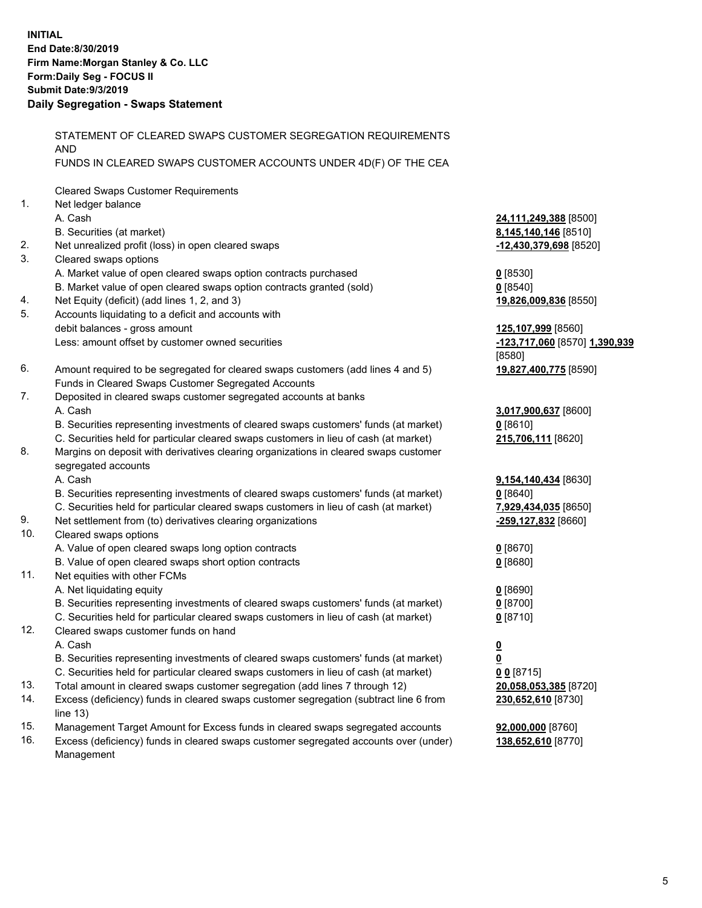**INITIAL**
**End Date:8/30/2019**
**Firm Name:Morgan Stanley & Co. LLC**
**Form:Daily Seg - FOCUS II**
**Submit Date:9/3/2019**
**Daily Segregation - Swaps Statement**

STATEMENT OF CLEARED SWAPS CUSTOMER SEGREGATION REQUIREMENTS AND FUNDS IN CLEARED SWAPS CUSTOMER ACCOUNTS UNDER 4D(F) OF THE CEA

| | | |
|---|---|---|
| | Cleared Swaps Customer Requirements | |
| 1. | Net ledger balance | |
| | A. Cash | **24,111,249,388** [8500] |
| | B. Securities (at market) | **8,145,140,146** [8510] |
| 2. | Net unrealized profit (loss) in open cleared swaps | **-12,430,379,698** [8520] |
| 3. | Cleared swaps options | |
| | A. Market value of open cleared swaps option contracts purchased | **0** [8530] |
| | B. Market value of open cleared swaps option contracts granted (sold) | **0** [8540] |
| 4. | Net Equity (deficit) (add lines 1, 2, and 3) | **19,826,009,836** [8550] |
| 5. | Accounts liquidating to a deficit and accounts with debit balances - gross amount | **125,107,999** [8560] |
| | Less: amount offset by customer owned securities | **-123,717,060** [8570] **1,390,939** [8580] |
| 6. | Amount required to be segregated for cleared swaps customers (add lines 4 and 5) | **19,827,400,775** [8590] |
| | Funds in Cleared Swaps Customer Segregated Accounts | |
| 7. | Deposited in cleared swaps customer segregated accounts at banks | |
| | A. Cash | **3,017,900,637** [8600] |
| | B. Securities representing investments of cleared swaps customers' funds (at market) | **0** [8610] |
| | C. Securities held for particular cleared swaps customers in lieu of cash (at market) | **215,706,111** [8620] |
| 8. | Margins on deposit with derivatives clearing organizations in cleared swaps customer segregated accounts | |
| | A. Cash | **9,154,140,434** [8630] |
| | B. Securities representing investments of cleared swaps customers' funds (at market) | **0** [8640] |
| | C. Securities held for particular cleared swaps customers in lieu of cash (at market) | **7,929,434,035** [8650] |
| 9. | Net settlement from (to) derivatives clearing organizations | **-259,127,832** [8660] |
| 10. | Cleared swaps options | |
| | A. Value of open cleared swaps long option contracts | **0** [8670] |
| | B. Value of open cleared swaps short option contracts | **0** [8680] |
| 11. | Net equities with other FCMs | |
| | A. Net liquidating equity | **0** [8690] |
| | B. Securities representing investments of cleared swaps customers' funds (at market) | **0** [8700] |
| | C. Securities held for particular cleared swaps customers in lieu of cash (at market) | **0** [8710] |
| 12. | Cleared swaps customer funds on hand | |
| | A. Cash | **0** |
| | B. Securities representing investments of cleared swaps customers' funds (at market) | **0** |
| | C. Securities held for particular cleared swaps customers in lieu of cash (at market) | **0** **0** [8715] |
| 13. | Total amount in cleared swaps customer segregation (add lines 7 through 12) | **20,058,053,385** [8720] |
| 14. | Excess (deficiency) funds in cleared swaps customer segregation (subtract line 6 from line 13) | **230,652,610** [8730] |
| 15. | Management Target Amount for Excess funds in cleared swaps segregated accounts | **92,000,000** [8760] |
| 16. | Excess (deficiency) funds in cleared swaps customer segregated accounts over (under) Management | **138,652,610** [8770] |